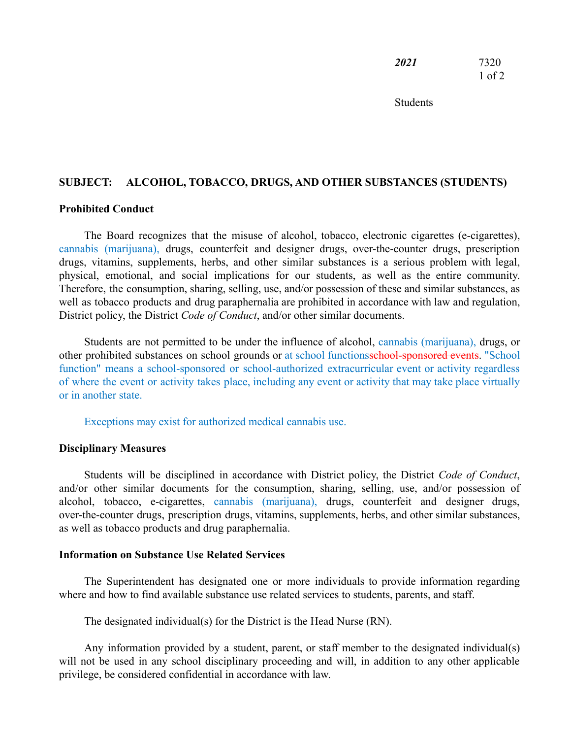*2021* 7320

Students

**SUBJECT: ALCOHOL, TOBACCO, DRUGS, AND OTHER SUBSTANCES (STUDENTS)**

**Prohibited Conduct**

The Board recognizes that the misuse of alcohol, tobacco, electronic cigarettes (e-cigarettes), cannabis (marijuana), drugs, counterfeit and designer drugs, over-the-counter drugs, prescription drugs, vitamins, supplements, herbs, and other similar substances is a serious problem with legal, physical, emotional, and social implications for our students, as well as the entire community. Therefore, the consumption, sharing, selling, use, and/or possession of these and similar substances, as well as tobacco products and drug paraphernalia are prohibited in accordance with law and regulation, District policy, the District *Code of Conduct*, and/or other similar documents.

Students are not permitted to be under the influence of alcohol, cannabis (marijuana), drugs, or other prohibited substances on school grounds or at school functions~~school-sponsored events~~. "School function" means a school-sponsored or school-authorized extracurricular event or activity regardless of where the event or activity takes place, including any event or activity that may take place virtually or in another state.

Exceptions may exist for authorized medical cannabis use.

**Disciplinary Measures**

Students will be disciplined in accordance with District policy, the District *Code of Conduct*, and/or other similar documents for the consumption, sharing, selling, use, and/or possession of alcohol, tobacco, e-cigarettes, cannabis (marijuana), drugs, counterfeit and designer drugs, over-the-counter drugs, prescription drugs, vitamins, supplements, herbs, and other similar substances, as well as tobacco products and drug paraphernalia.

**Information on Substance Use Related Services**

The Superintendent has designated one or more individuals to provide information regarding where and how to find available substance use related services to students, parents, and staff.

The designated individual(s) for the District is the Head Nurse (RN).

Any information provided by a student, parent, or staff member to the designated individual(s) will not be used in any school disciplinary proceeding and will, in addition to any other applicable privilege, be considered confidential in accordance with law.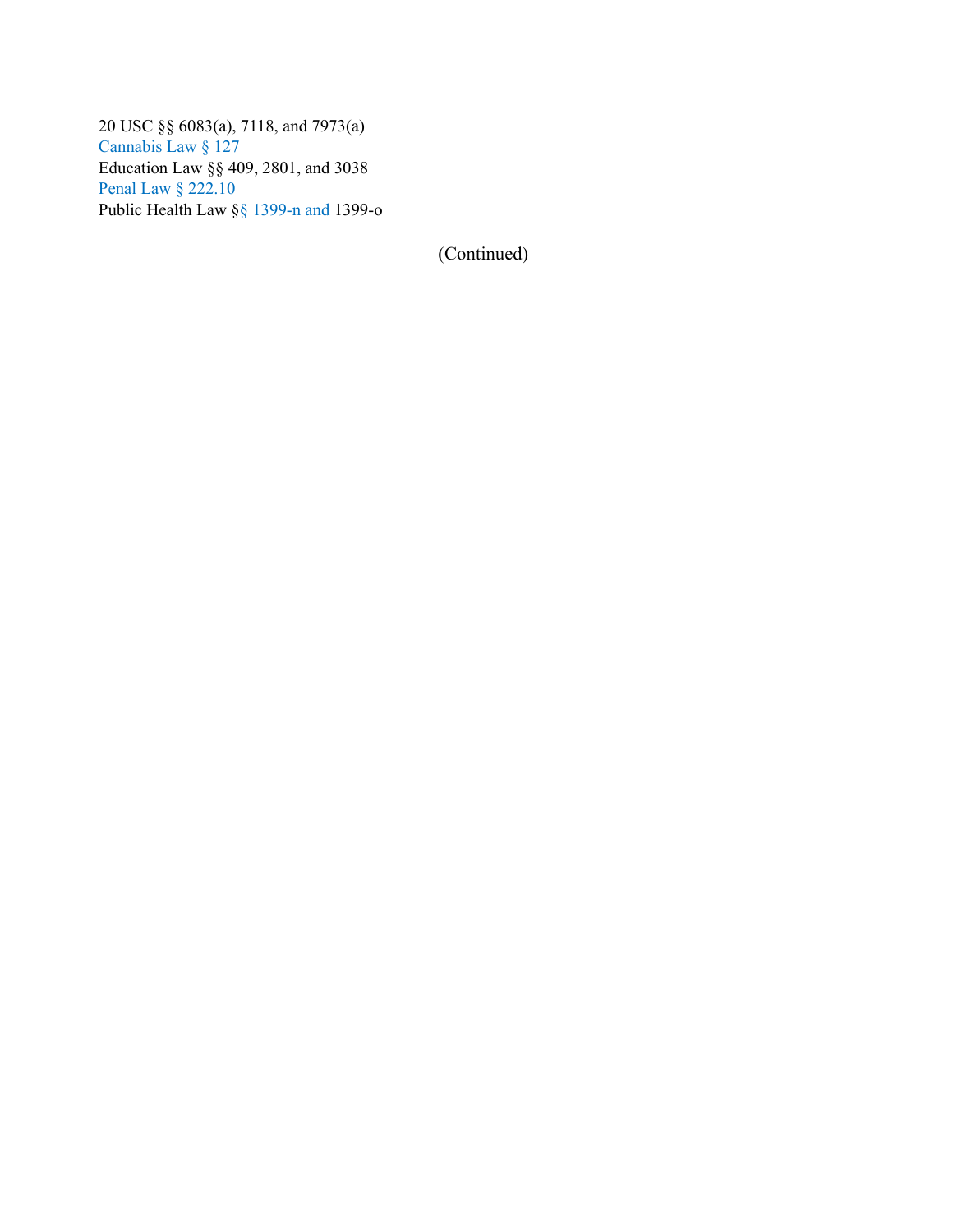20 USC §§ 6083(a), 7118, and 7973(a)
Cannabis Law § 127
Education Law §§ 409, 2801, and 3038
Penal Law § 222.10
Public Health Law §§ 1399-n and 1399-o

(Continued)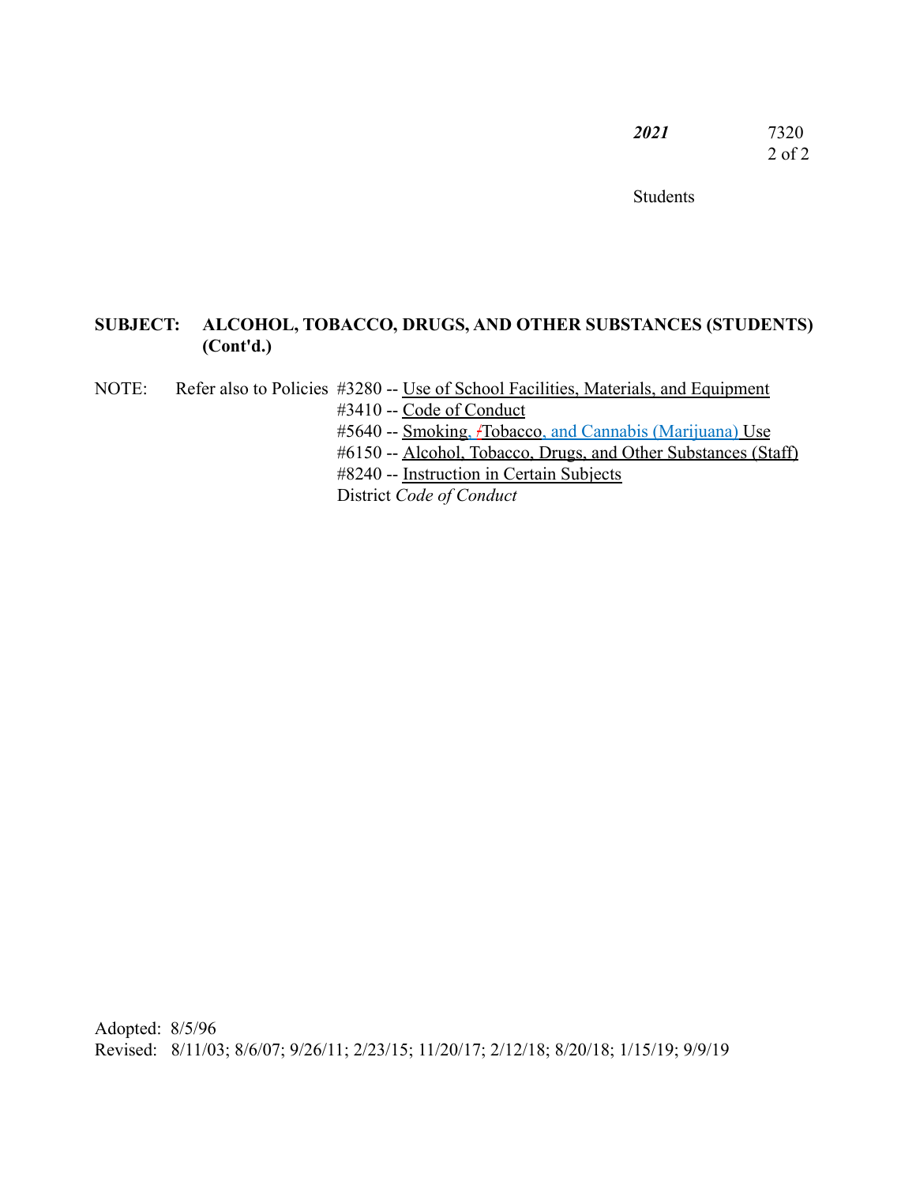**SUBJECT: ALCOHOL, TOBACCO, DRUGS, AND OTHER SUBSTANCES (STUDENTS) (Cont'd.)**

NOTE: Refer also to Policies #3280 -- Use of School Facilities, Materials, and Equipment
#3410 -- Code of Conduct
#5640 -- Smoking, /Tobacco, and Cannabis (Marijuana) Use
#6150 -- Alcohol, Tobacco, Drugs, and Other Substances (Staff)
#8240 -- Instruction in Certain Subjects
District *Code of Conduct*

Adopted: 8/5/96
Revised: 8/11/03; 8/6/07; 9/26/11; 2/23/15; 11/20/17; 2/12/18; 8/20/18; 1/15/19; 9/9/19